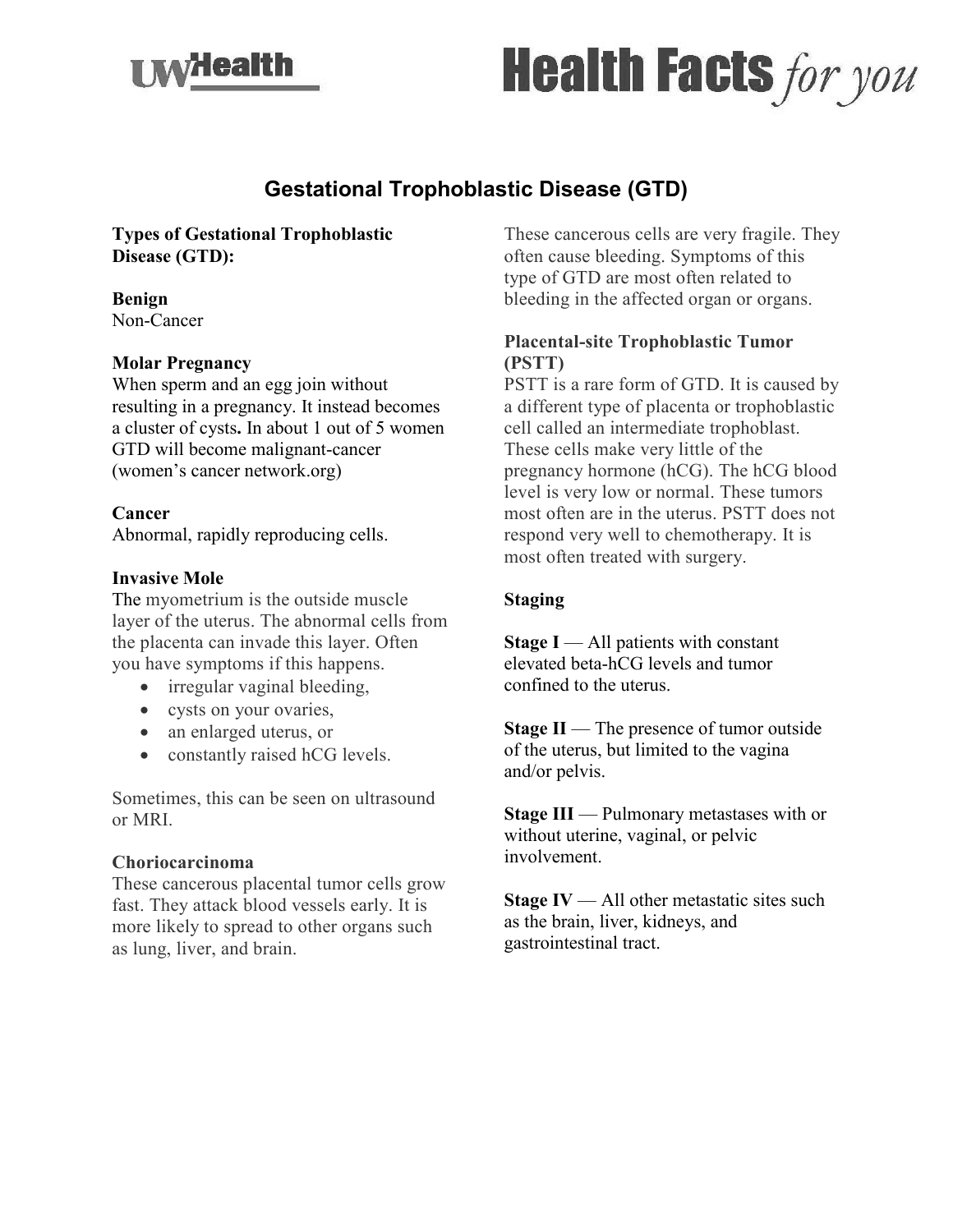# Gestational Trophoblastic Disease (GTD)

**Types of Gestational Trophoblastic Disease (GTD):**

**Benign**
Non-Cancer

**Molar Pregnancy**
When sperm and an egg join without resulting in a pregnancy. It instead becomes a cluster of cysts**.** In about 1 out of 5 women GTD will become malignant-cancer (women's cancer network.org)

**Cancer**
Abnormal, rapidly reproducing cells.

**Invasive Mole**
The myometrium is the outside muscle layer of the uterus. The abnormal cells from the placenta can invade this layer. Often you have symptoms if this happens.

- irregular vaginal bleeding,
- cysts on your ovaries,
- an enlarged uterus, or
- constantly raised hCG levels.

Sometimes, this can be seen on ultrasound or MRI.

**Choriocarcinoma**
These cancerous placental tumor cells grow fast. They attack blood vessels early. It is more likely to spread to other organs such as lung, liver, and brain.

These cancerous cells are very fragile. They often cause bleeding. Symptoms of this type of GTD are most often related to bleeding in the affected organ or organs.

**Placental-site Trophoblastic Tumor (PSTT)**
PSTT is a rare form of GTD. It is caused by a different type of placenta or trophoblastic cell called an intermediate trophoblast. These cells make very little of the pregnancy hormone (hCG). The hCG blood level is very low or normal. These tumors most often are in the uterus. PSTT does not respond very well to chemotherapy. It is most often treated with surgery.

**Staging**

**Stage I** — All patients with constant elevated beta-hCG levels and tumor confined to the uterus.

**Stage II** — The presence of tumor outside of the uterus, but limited to the vagina and/or pelvis.

**Stage III** — Pulmonary metastases with or without uterine, vaginal, or pelvic involvement.

**Stage IV** — All other metastatic sites such as the brain, liver, kidneys, and gastrointestinal tract.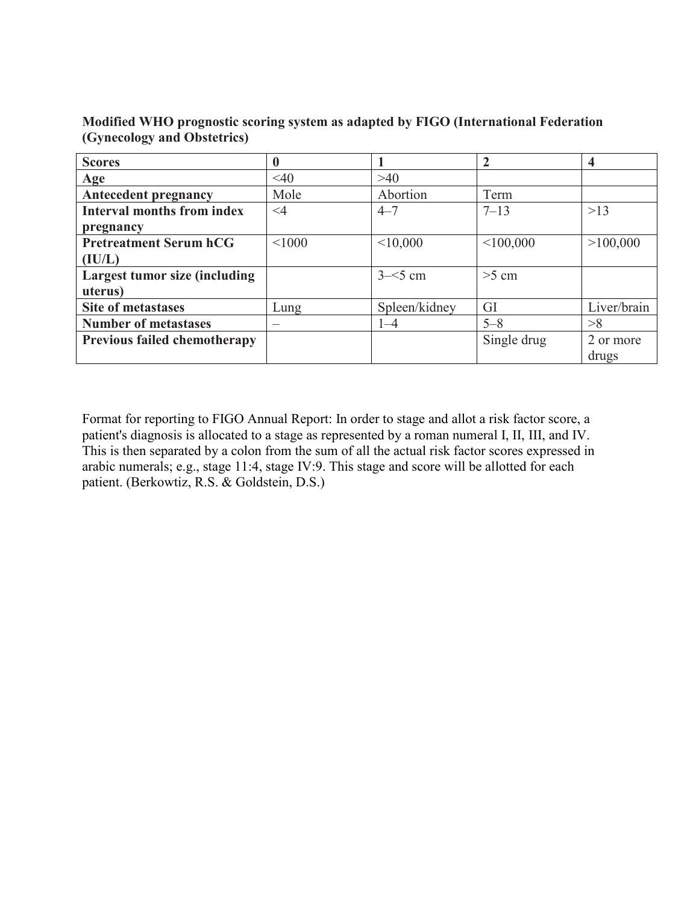**Modified WHO prognostic scoring system as adapted by FIGO (International Federation (Gynecology and Obstetrics)**

| **Scores** | **0** | **1** | **2** | **4** |
|---|---|---|---|---|
| **Age** | <40 | >40 | | |
| **Antecedent pregnancy** | Mole | Abortion | Term | |
| **Interval months from index pregnancy** | <4 | 4–7 | 7–13 | >13 |
| **Pretreatment Serum hCG (IU/L)** | <1000 | <10,000 | <100,000 | >100,000 |
| **Largest tumor size (including uterus)** | | 3–<5 cm | >5 cm | |
| **Site of metastases** | Lung | Spleen/kidney | GI | Liver/brain |
| **Number of metastases** | – | 1–4 | 5–8 | >8 |
| **Previous failed chemotherapy** | | | Single drug | 2 or more drugs |

Format for reporting to FIGO Annual Report: In order to stage and allot a risk factor score, a patient's diagnosis is allocated to a stage as represented by a roman numeral I, II, III, and IV. This is then separated by a colon from the sum of all the actual risk factor scores expressed in arabic numerals; e.g., stage 11:4, stage IV:9. This stage and score will be allotted for each patient. (Berkowtiz, R.S. & Goldstein, D.S.)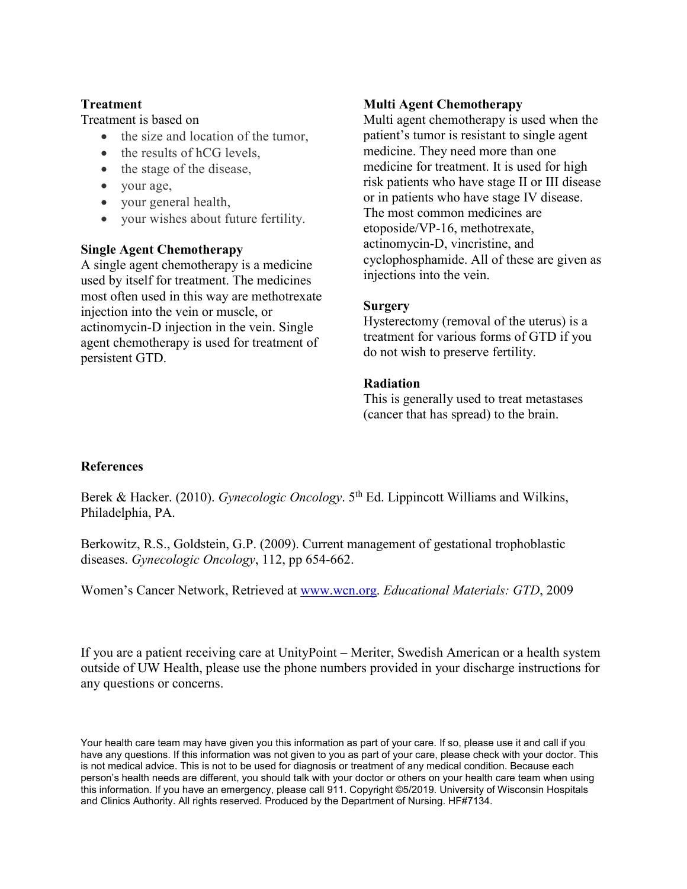**Treatment**

Treatment is based on

- the size and location of the tumor,
- the results of hCG levels,
- the stage of the disease,
- your age,
- your general health,
- your wishes about future fertility.

**Single Agent Chemotherapy**

A single agent chemotherapy is a medicine used by itself for treatment. The medicines most often used in this way are methotrexate injection into the vein or muscle, or actinomycin-D injection in the vein. Single agent chemotherapy is used for treatment of persistent GTD.

**Multi Agent Chemotherapy**

Multi agent chemotherapy is used when the patient's tumor is resistant to single agent medicine. They need more than one medicine for treatment. It is used for high risk patients who have stage II or III disease or in patients who have stage IV disease. The most common medicines are etoposide/VP-16, methotrexate, actinomycin-D, vincristine, and cyclophosphamide. All of these are given as injections into the vein.

**Surgery**

Hysterectomy (removal of the uterus) is a treatment for various forms of GTD if you do not wish to preserve fertility.

**Radiation**

This is generally used to treat metastases (cancer that has spread) to the brain.

**References**

Berek & Hacker. (2010). *Gynecologic Oncology*. 5th Ed. Lippincott Williams and Wilkins, Philadelphia, PA.

Berkowitz, R.S., Goldstein, G.P. (2009). Current management of gestational trophoblastic diseases. *Gynecologic Oncology*, 112, pp 654-662.

Women's Cancer Network, Retrieved at www.wcn.org. *Educational Materials: GTD*, 2009

If you are a patient receiving care at UnityPoint – Meriter, Swedish American or a health system outside of UW Health, please use the phone numbers provided in your discharge instructions for any questions or concerns.

Your health care team may have given you this information as part of your care. If so, please use it and call if you have any questions. If this information was not given to you as part of your care, please check with your doctor. This is not medical advice. This is not to be used for diagnosis or treatment of any medical condition. Because each person's health needs are different, you should talk with your doctor or others on your health care team when using this information. If you have an emergency, please call 911. Copyright ©5/2019. University of Wisconsin Hospitals and Clinics Authority. All rights reserved. Produced by the Department of Nursing. HF#7134.